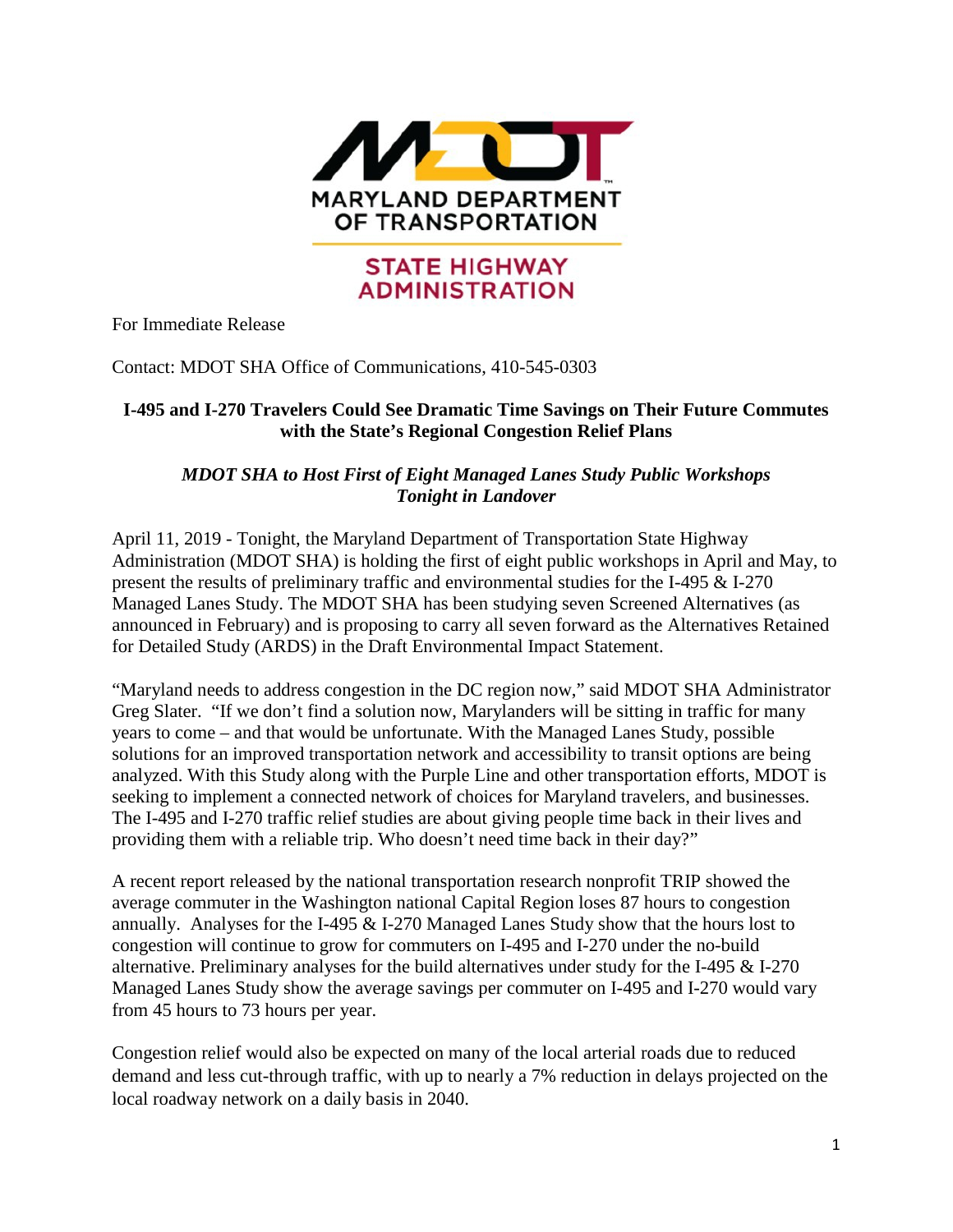MARYLAND DEPARTMENT OF TRANSPORTATION

STATE HIGHWAY ADMINISTRATION

For Immediate Release

Contact: MDOT SHA Office of Communications, 410-545-0303

**I-495 and I-270 Travelers Could See Dramatic Time Savings on Their Future Commutes with the State's Regional Congestion Relief Plans**

***MDOT SHA to Host First of Eight Managed Lanes Study Public Workshops Tonight in Landover***

April 11, 2019 - Tonight, the Maryland Department of Transportation State Highway Administration (MDOT SHA) is holding the first of eight public workshops in April and May, to present the results of preliminary traffic and environmental studies for the I-495 & I-270 Managed Lanes Study. The MDOT SHA has been studying seven Screened Alternatives (as announced in February) and is proposing to carry all seven forward as the Alternatives Retained for Detailed Study (ARDS) in the Draft Environmental Impact Statement.

"Maryland needs to address congestion in the DC region now," said MDOT SHA Administrator Greg Slater. "If we don't find a solution now, Marylanders will be sitting in traffic for many years to come – and that would be unfortunate. With the Managed Lanes Study, possible solutions for an improved transportation network and accessibility to transit options are being analyzed. With this Study along with the Purple Line and other transportation efforts, MDOT is seeking to implement a connected network of choices for Maryland travelers, and businesses. The I-495 and I-270 traffic relief studies are about giving people time back in their lives and providing them with a reliable trip. Who doesn't need time back in their day?"

A recent report released by the national transportation research nonprofit TRIP showed the average commuter in the Washington national Capital Region loses 87 hours to congestion annually. Analyses for the I-495 & I-270 Managed Lanes Study show that the hours lost to congestion will continue to grow for commuters on I-495 and I-270 under the no-build alternative. Preliminary analyses for the build alternatives under study for the I-495 & I-270 Managed Lanes Study show the average savings per commuter on I-495 and I-270 would vary from 45 hours to 73 hours per year.

Congestion relief would also be expected on many of the local arterial roads due to reduced demand and less cut-through traffic, with up to nearly a 7% reduction in delays projected on the local roadway network on a daily basis in 2040.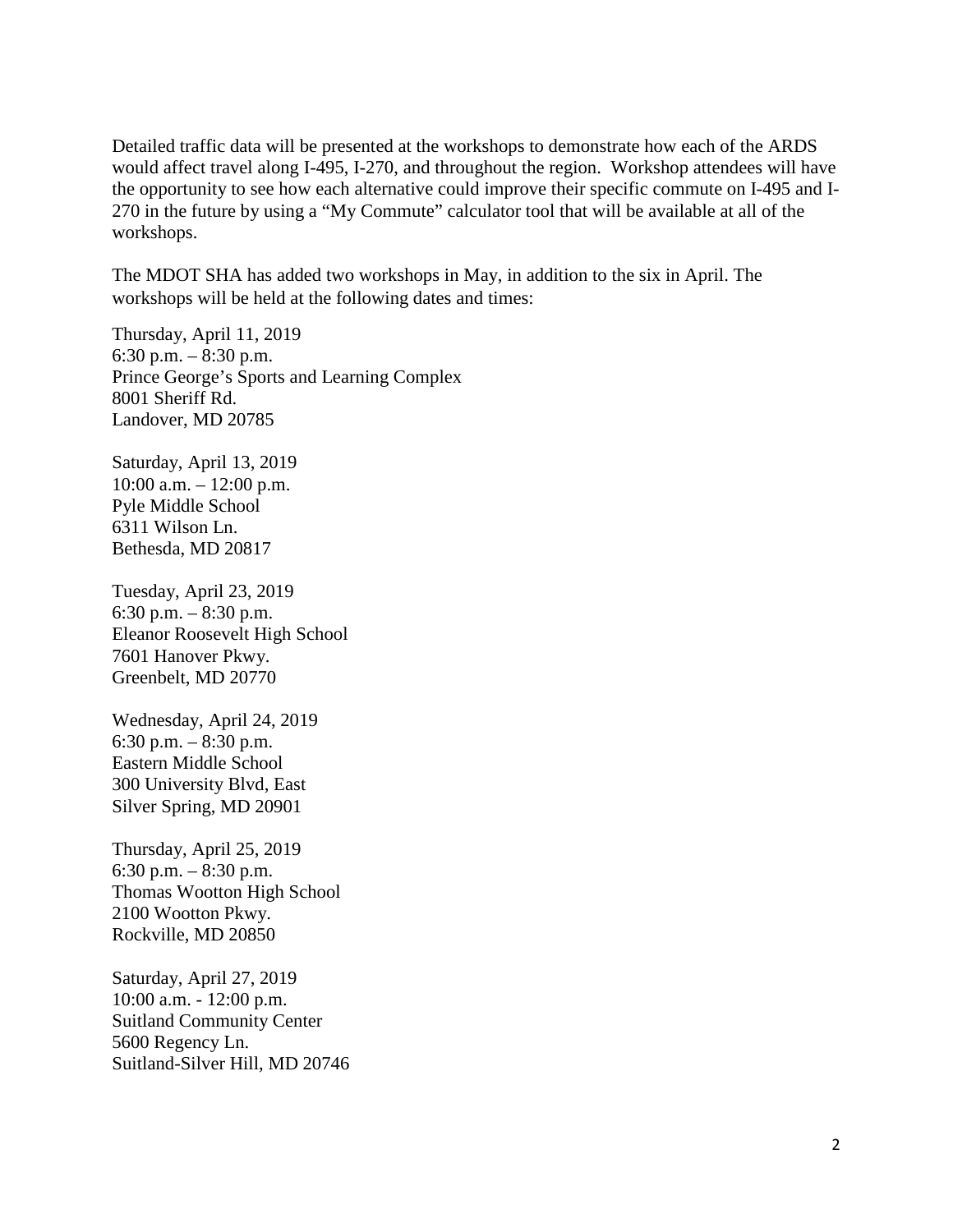Detailed traffic data will be presented at the workshops to demonstrate how each of the ARDS would affect travel along I-495, I-270, and throughout the region. Workshop attendees will have the opportunity to see how each alternative could improve their specific commute on I-495 and I-270 in the future by using a "My Commute" calculator tool that will be available at all of the workshops.

The MDOT SHA has added two workshops in May, in addition to the six in April. The workshops will be held at the following dates and times:

Thursday, April 11, 2019  
6:30 p.m. – 8:30 p.m.  
Prince George's Sports and Learning Complex  
8001 Sheriff Rd.  
Landover, MD 20785

Saturday, April 13, 2019  
10:00 a.m. – 12:00 p.m.  
Pyle Middle School  
6311 Wilson Ln.  
Bethesda, MD 20817

Tuesday, April 23, 2019  
6:30 p.m. – 8:30 p.m.  
Eleanor Roosevelt High School  
7601 Hanover Pkwy.  
Greenbelt, MD 20770

Wednesday, April 24, 2019  
6:30 p.m. – 8:30 p.m.  
Eastern Middle School  
300 University Blvd, East  
Silver Spring, MD 20901

Thursday, April 25, 2019  
6:30 p.m. – 8:30 p.m.  
Thomas Wootton High School  
2100 Wootton Pkwy.  
Rockville, MD 20850

Saturday, April 27, 2019  
10:00 a.m. - 12:00 p.m.  
Suitland Community Center  
5600 Regency Ln.  
Suitland-Silver Hill, MD 20746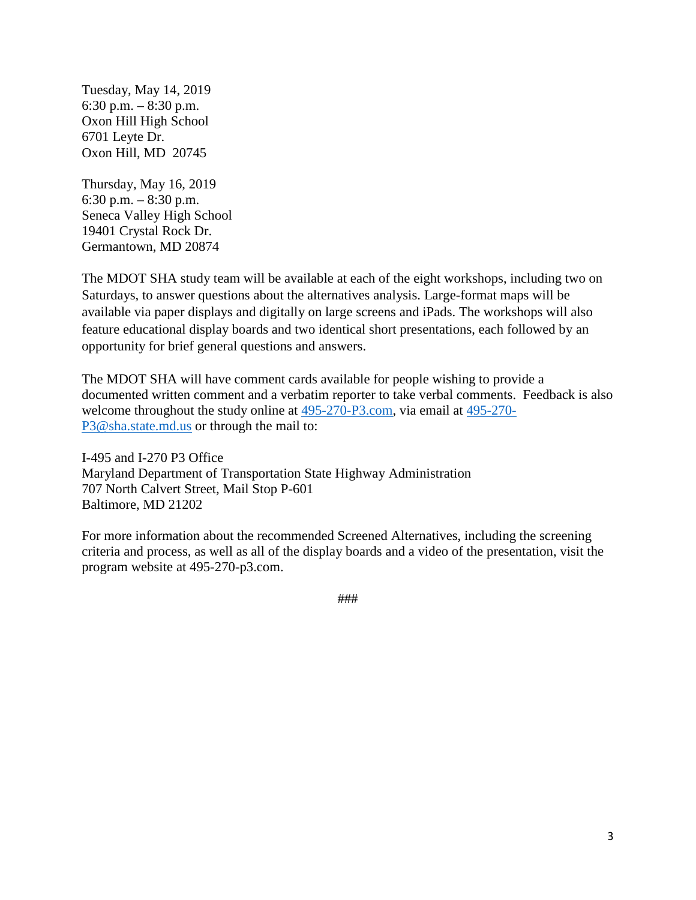Tuesday, May 14, 2019
6:30 p.m. – 8:30 p.m.
Oxon Hill High School
6701 Leyte Dr.
Oxon Hill, MD 20745

Thursday, May 16, 2019
6:30 p.m. – 8:30 p.m.
Seneca Valley High School
19401 Crystal Rock Dr.
Germantown, MD 20874

The MDOT SHA study team will be available at each of the eight workshops, including two on Saturdays, to answer questions about the alternatives analysis. Large-format maps will be available via paper displays and digitally on large screens and iPads. The workshops will also feature educational display boards and two identical short presentations, each followed by an opportunity for brief general questions and answers.

The MDOT SHA will have comment cards available for people wishing to provide a documented written comment and a verbatim reporter to take verbal comments. Feedback is also welcome throughout the study online at [495-270-P3.com](495-270-P3.com), via email at [495-270-P3@sha.state.md.us](mailto:495-270-P3@sha.state.md.us) or through the mail to:

I-495 and I-270 P3 Office
Maryland Department of Transportation State Highway Administration
707 North Calvert Street, Mail Stop P-601
Baltimore, MD 21202

For more information about the recommended Screened Alternatives, including the screening criteria and process, as well as all of the display boards and a video of the presentation, visit the program website at 495-270-p3.com.

###